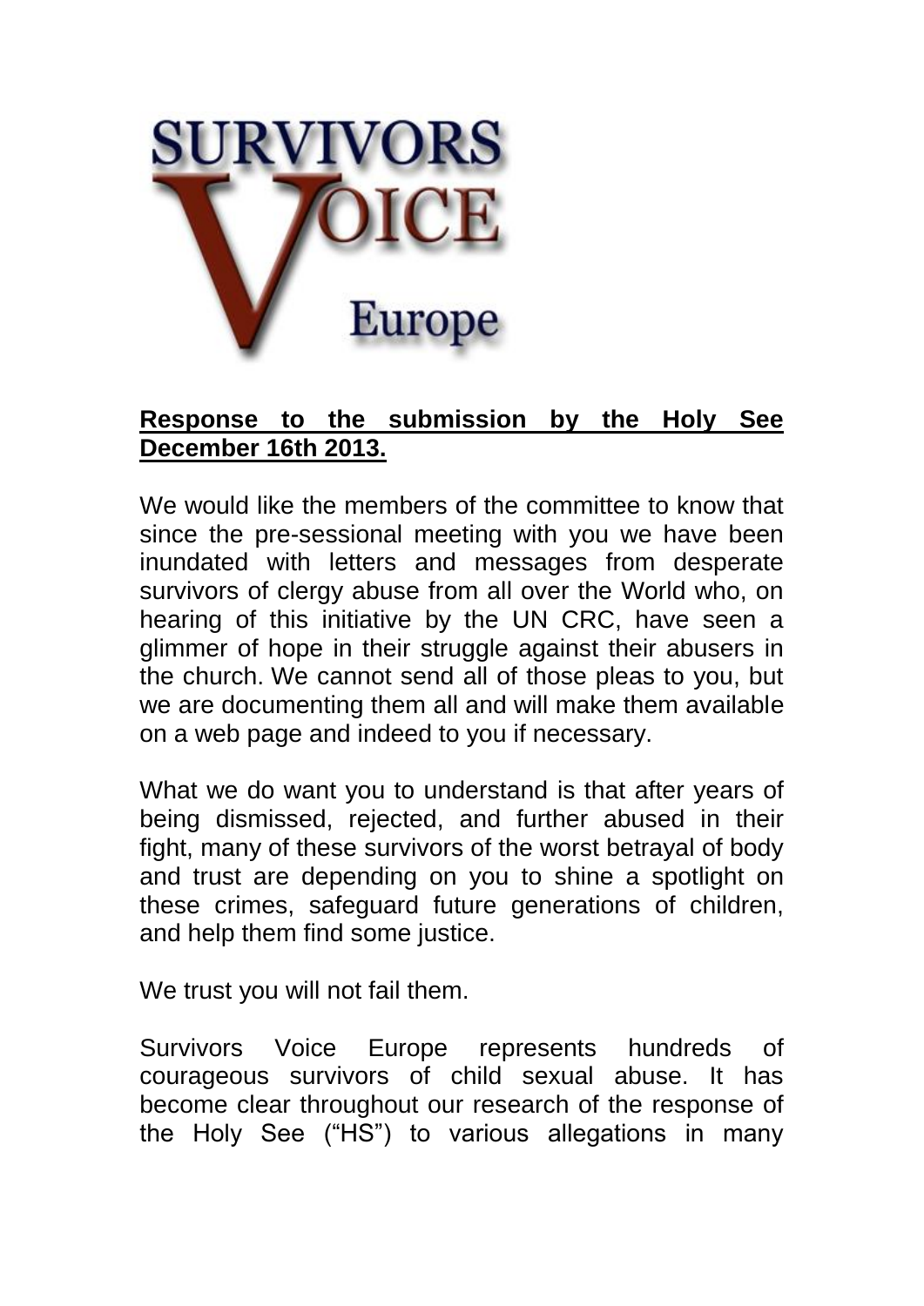SURVIVORS VOICE Europe

**Response to the submission by the Holy See December 16th 2013.**

We would like the members of the committee to know that since the pre-sessional meeting with you we have been inundated with letters and messages from desperate survivors of clergy abuse from all over the World who, on hearing of this initiative by the UN CRC, have seen a glimmer of hope in their struggle against their abusers in the church. We cannot send all of those pleas to you, but we are documenting them all and will make them available on a web page and indeed to you if necessary.

What we do want you to understand is that after years of being dismissed, rejected, and further abused in their fight, many of these survivors of the worst betrayal of body and trust are depending on you to shine a spotlight on these crimes, safeguard future generations of children, and help them find some justice.

We trust you will not fail them.

Survivors Voice Europe represents hundreds of courageous survivors of child sexual abuse. It has become clear throughout our research of the response of the Holy See ("HS") to various allegations in many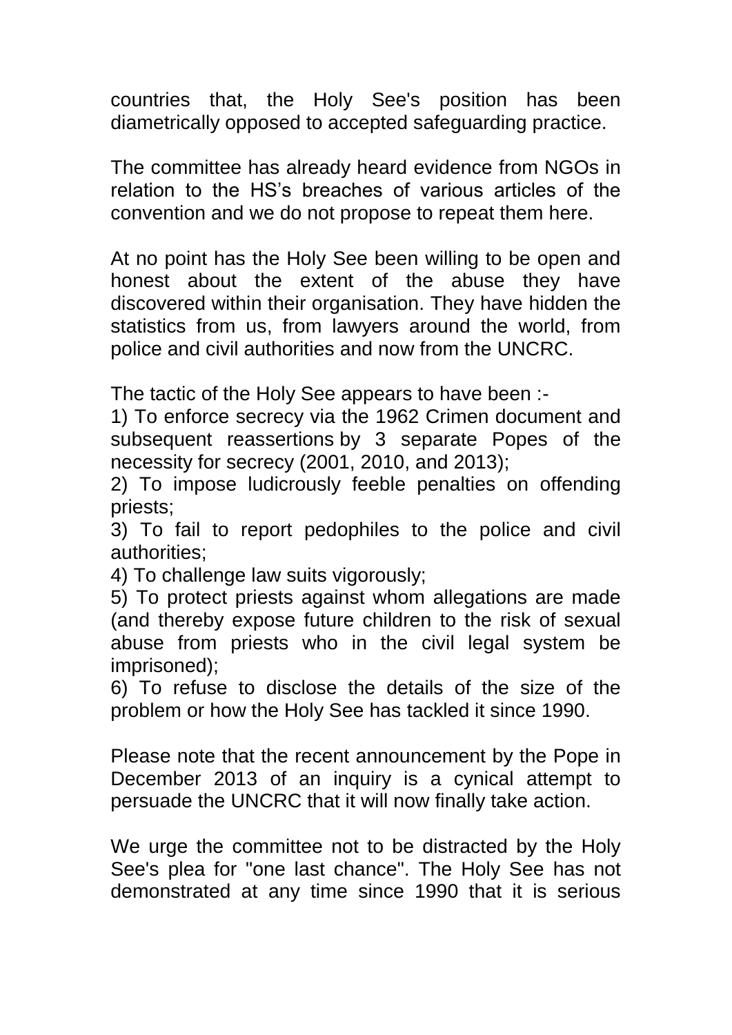countries that, the Holy See's position has been diametrically opposed to accepted safeguarding practice.

The committee has already heard evidence from NGOs in relation to the HS's breaches of various articles of the convention and we do not propose to repeat them here.

At no point has the Holy See been willing to be open and honest about the extent of the abuse they have discovered within their organisation. They have hidden the statistics from us, from lawyers around the world, from police and civil authorities and now from the UNCRC.

The tactic of the Holy See appears to have been :-

1) To enforce secrecy via the 1962 Crimen document and subsequent reassertions by 3 separate Popes of the necessity for secrecy (2001, 2010, and 2013);
2) To impose ludicrously feeble penalties on offending priests;
3) To fail to report pedophiles to the police and civil authorities;
4) To challenge law suits vigorously;
5) To protect priests against whom allegations are made (and thereby expose future children to the risk of sexual abuse from priests who in the civil legal system be imprisoned);
6) To refuse to disclose the details of the size of the problem or how the Holy See has tackled it since 1990.

Please note that the recent announcement by the Pope in December 2013 of an inquiry is a cynical attempt to persuade the UNCRC that it will now finally take action.

We urge the committee not to be distracted by the Holy See's plea for "one last chance". The Holy See has not demonstrated at any time since 1990 that it is serious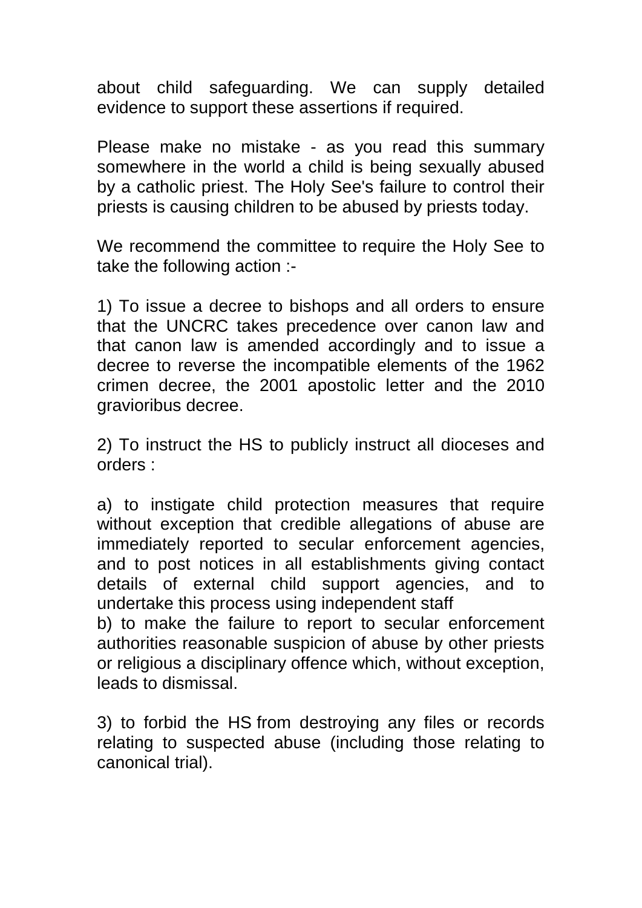about child safeguarding. We can supply detailed evidence to support these assertions if required.

Please make no mistake - as you read this summary somewhere in the world a child is being sexually abused by a catholic priest. The Holy See's failure to control their priests is causing children to be abused by priests today.

We recommend the committee to require the Holy See to take the following action :-

1) To issue a decree to bishops and all orders to ensure that the UNCRC takes precedence over canon law and that canon law is amended accordingly and to issue a decree to reverse the incompatible elements of the 1962 crimen decree, the 2001 apostolic letter and the 2010 gravioribus decree.

2) To instruct the HS to publicly instruct all dioceses and orders :

a) to instigate child protection measures that require without exception that credible allegations of abuse are immediately reported to secular enforcement agencies, and to post notices in all establishments giving contact details of external child support agencies, and to undertake this process using independent staff
b) to make the failure to report to secular enforcement authorities reasonable suspicion of abuse by other priests or religious a disciplinary offence which, without exception, leads to dismissal.

3) to forbid the HS from destroying any files or records relating to suspected abuse (including those relating to canonical trial).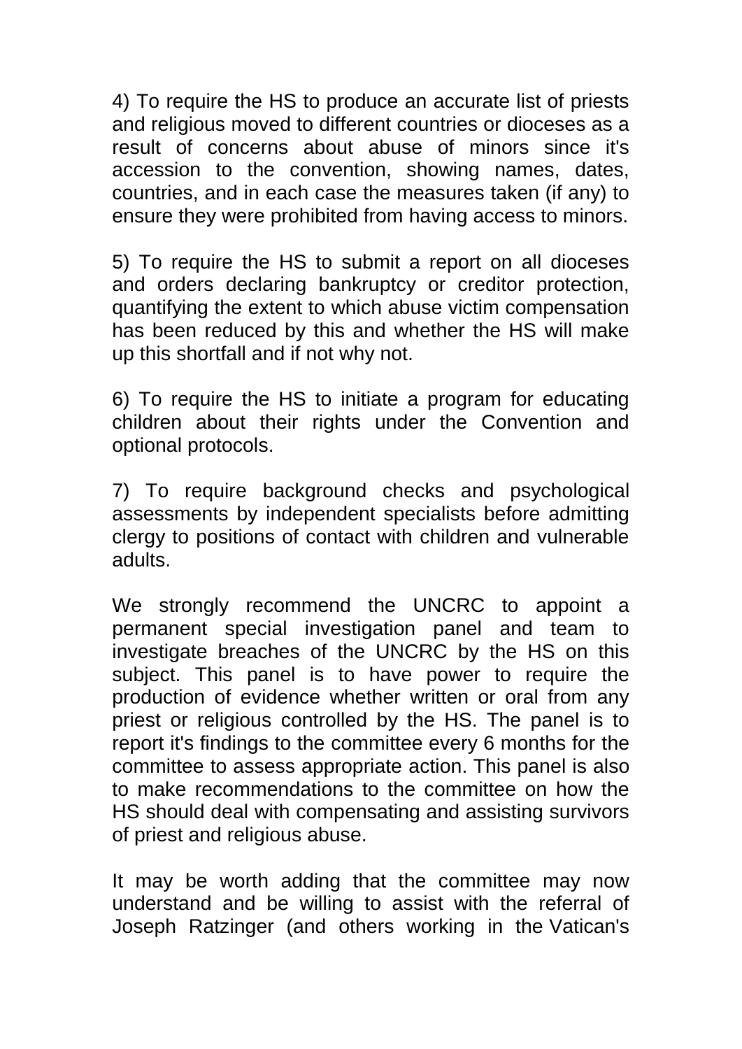4) To require the HS to produce an accurate list of priests and religious moved to different countries or dioceses as a result of concerns about abuse of minors since it's accession to the convention, showing names, dates, countries, and in each case the measures taken (if any) to ensure they were prohibited from having access to minors.

5) To require the HS to submit a report on all dioceses and orders declaring bankruptcy or creditor protection, quantifying the extent to which abuse victim compensation has been reduced by this and whether the HS will make up this shortfall and if not why not.

6) To require the HS to initiate a program for educating children about their rights under the Convention and optional protocols.

7) To require background checks and psychological assessments by independent specialists before admitting clergy to positions of contact with children and vulnerable adults.

We strongly recommend the UNCRC to appoint a permanent special investigation panel and team to investigate breaches of the UNCRC by the HS on this subject. This panel is to have power to require the production of evidence whether written or oral from any priest or religious controlled by the HS. The panel is to report it's findings to the committee every 6 months for the committee to assess appropriate action. This panel is also to make recommendations to the committee on how the HS should deal with compensating and assisting survivors of priest and religious abuse.

It may be worth adding that the committee may now understand and be willing to assist with the referral of Joseph Ratzinger (and others working in the Vatican's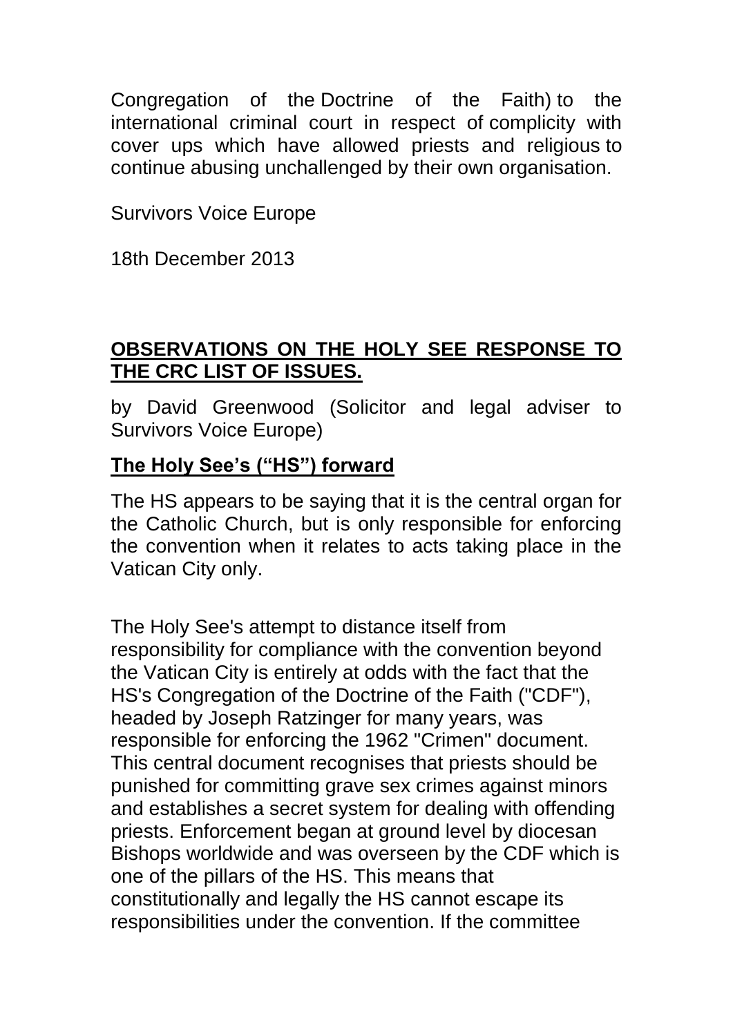Congregation of the Doctrine of the Faith) to the international criminal court in respect of complicity with cover ups which have allowed priests and religious to continue abusing unchallenged by their own organisation.

Survivors Voice Europe

18th December 2013

## OBSERVATIONS ON THE HOLY SEE RESPONSE TO THE CRC LIST OF ISSUES.

by David Greenwood (Solicitor and legal adviser to Survivors Voice Europe)

### The Holy See's ("HS") forward

The HS appears to be saying that it is the central organ for the Catholic Church, but is only responsible for enforcing the convention when it relates to acts taking place in the Vatican City only.

The Holy See's attempt to distance itself from responsibility for compliance with the convention beyond the Vatican City is entirely at odds with the fact that the HS's Congregation of the Doctrine of the Faith ("CDF"), headed by Joseph Ratzinger for many years, was responsible for enforcing the 1962 "Crimen" document. This central document recognises that priests should be punished for committing grave sex crimes against minors and establishes a secret system for dealing with offending priests. Enforcement began at ground level by diocesan Bishops worldwide and was overseen by the CDF which is one of the pillars of the HS. This means that constitutionally and legally the HS cannot escape its responsibilities under the convention. If the committee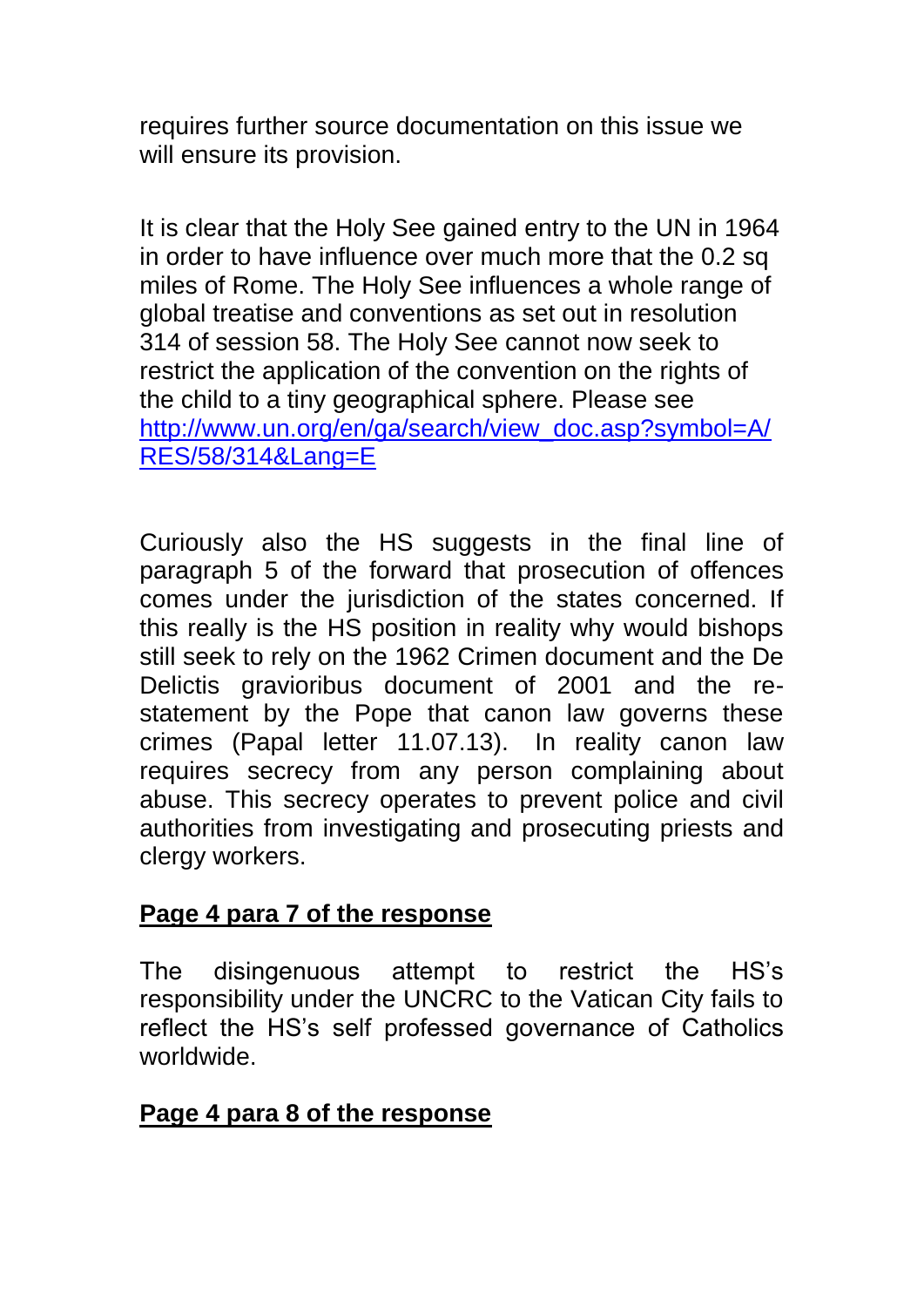requires further source documentation on this issue we will ensure its provision.

It is clear that the Holy See gained entry to the UN in 1964 in order to have influence over much more that the 0.2 sq miles of Rome. The Holy See influences a whole range of global treatise and conventions as set out in resolution 314 of session 58. The Holy See cannot now seek to restrict the application of the convention on the rights of the child to a tiny geographical sphere. Please see [http://www.un.org/en/ga/search/view_doc.asp?symbol=A/RES/58/314&Lang=E](http://www.un.org/en/ga/search/view_doc.asp?symbol=A/RES/58/314&Lang=E)

Curiously also the HS suggests in the final line of paragraph 5 of the forward that prosecution of offences comes under the jurisdiction of the states concerned. If this really is the HS position in reality why would bishops still seek to rely on the 1962 Crimen document and the De Delictis gravioribus document of 2001 and the re-statement by the Pope that canon law governs these crimes (Papal letter 11.07.13). In reality canon law requires secrecy from any person complaining about abuse. This secrecy operates to prevent police and civil authorities from investigating and prosecuting priests and clergy workers.

**<u>Page 4 para 7 of the response</u>**

The disingenuous attempt to restrict the HS's responsibility under the UNCRC to the Vatican City fails to reflect the HS's self professed governance of Catholics worldwide.

**<u>Page 4 para 8 of the response</u>**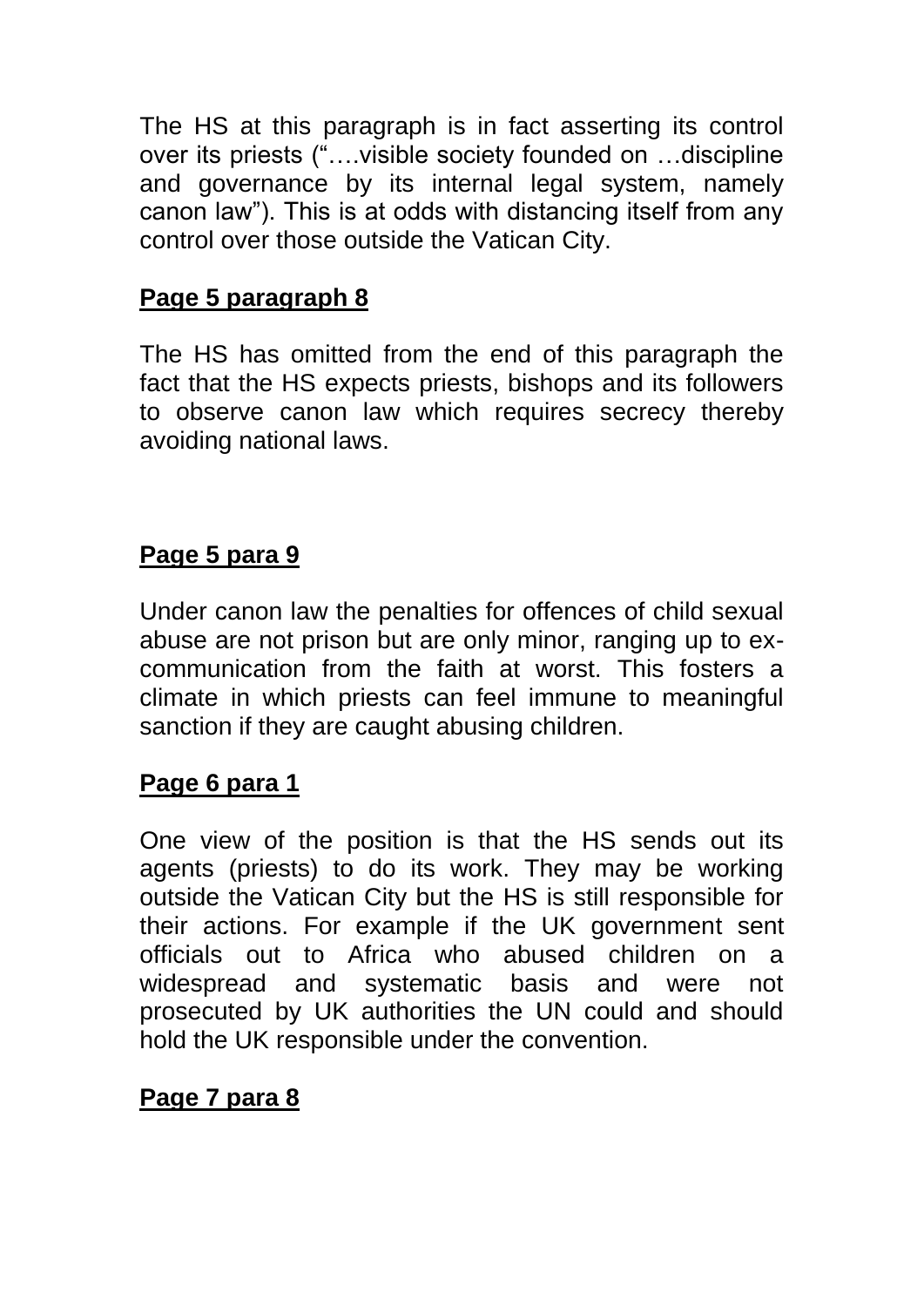The HS at this paragraph is in fact asserting its control over its priests ("….visible society founded on …discipline and governance by its internal legal system, namely canon law"). This is at odds with distancing itself from any control over those outside the Vatican City.

**Page 5 paragraph 8**

The HS has omitted from the end of this paragraph the fact that the HS expects priests, bishops and its followers to observe canon law which requires secrecy thereby avoiding national laws.

**Page 5 para 9**

Under canon law the penalties for offences of child sexual abuse are not prison but are only minor, ranging up to ex-communication from the faith at worst. This fosters a climate in which priests can feel immune to meaningful sanction if they are caught abusing children.

**Page 6 para 1**

One view of the position is that the HS sends out its agents (priests) to do its work. They may be working outside the Vatican City but the HS is still responsible for their actions. For example if the UK government sent officials out to Africa who abused children on a widespread and systematic basis and were not prosecuted by UK authorities the UN could and should hold the UK responsible under the convention.

**Page 7 para 8**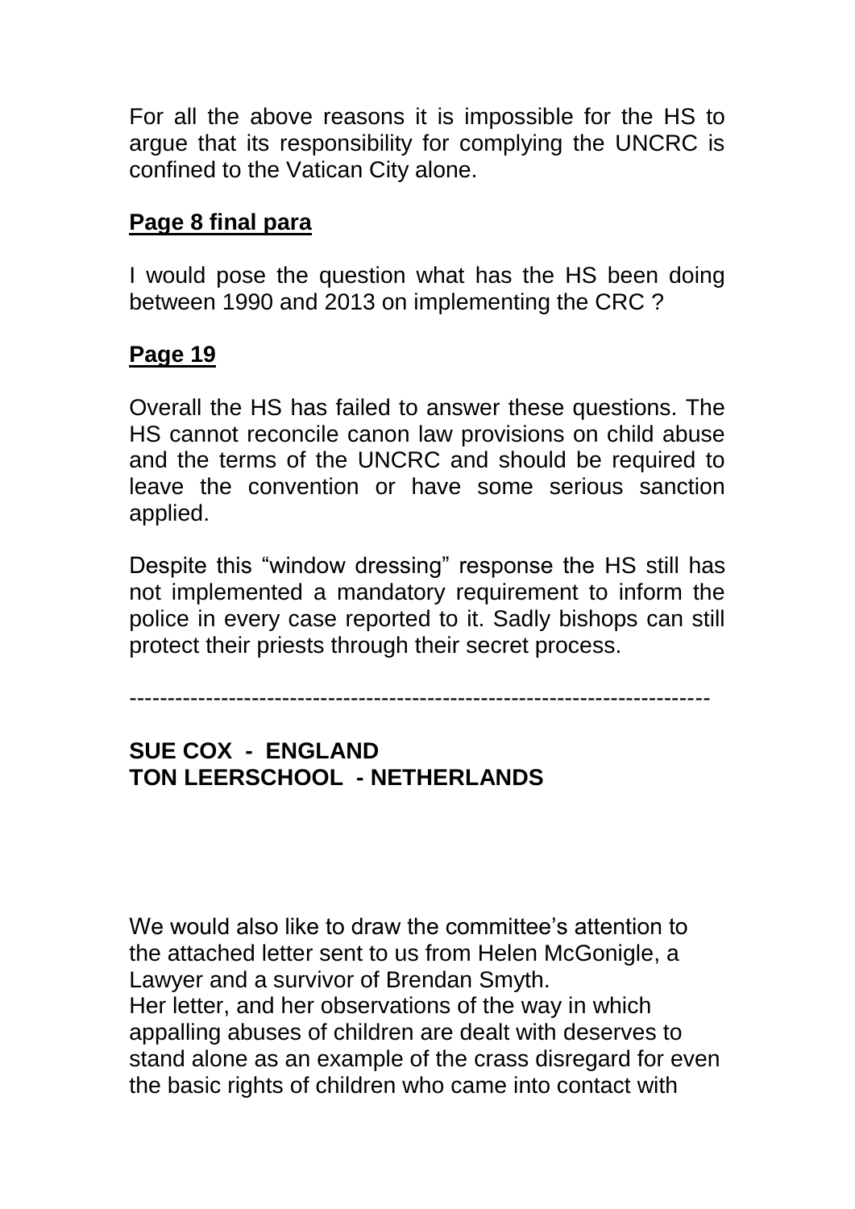For all the above reasons it is impossible for the HS to argue that its responsibility for complying the UNCRC is confined to the Vatican City alone.

**<u>Page 8 final para</u>**

I would pose the question what has the HS been doing between 1990 and 2013 on implementing the CRC ?

**<u>Page 19</u>**

Overall the HS has failed to answer these questions. The HS cannot reconcile canon law provisions on child abuse and the terms of the UNCRC and should be required to leave the convention or have some serious sanction applied.

Despite this "window dressing" response the HS still has not implemented a mandatory requirement to inform the police in every case reported to it. Sadly bishops can still protect their priests through their secret process.

---

**SUE COX - ENGLAND**
**TON LEERSCHOOL - NETHERLANDS**

We would also like to draw the committee's attention to the attached letter sent to us from Helen McGonigle, a Lawyer and a survivor of Brendan Smyth.
Her letter, and her observations of the way in which appalling abuses of children are dealt with deserves to stand alone as an example of the crass disregard for even the basic rights of children who came into contact with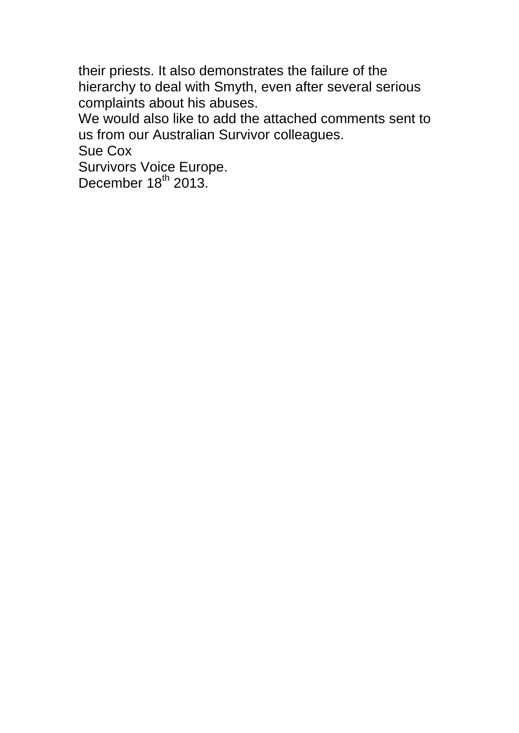their priests. It also demonstrates the failure of the hierarchy to deal with Smyth, even after several serious complaints about his abuses.

We would also like to add the attached comments sent to us from our Australian Survivor colleagues.

Sue Cox

Survivors Voice Europe.

December 18th 2013.